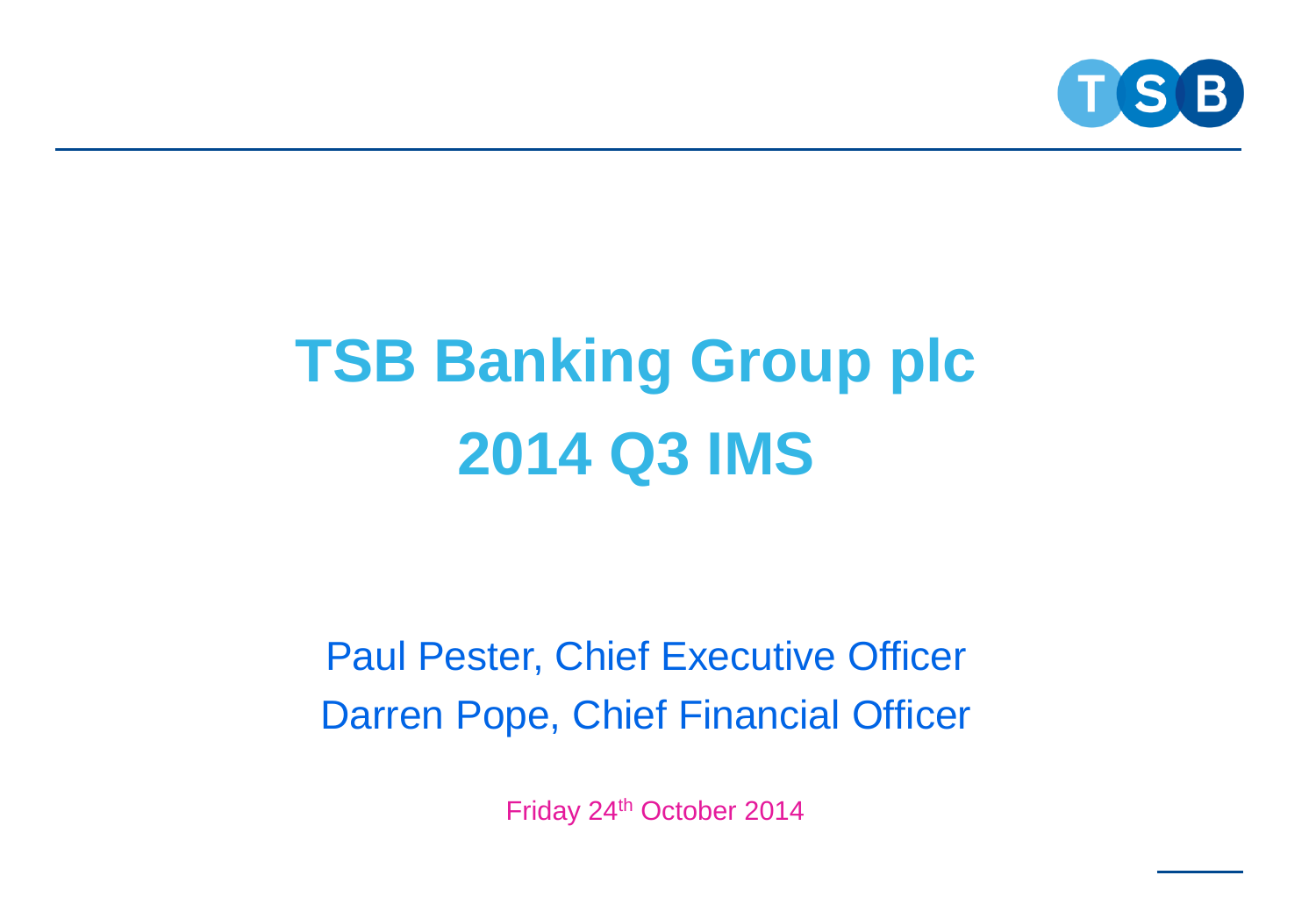# TSB Banking Group plc

# 2014 Q3 IMS

Paul Pester, Chief Executive Officer

Darren Pope, Chief Financial Officer

Friday 24th October 2014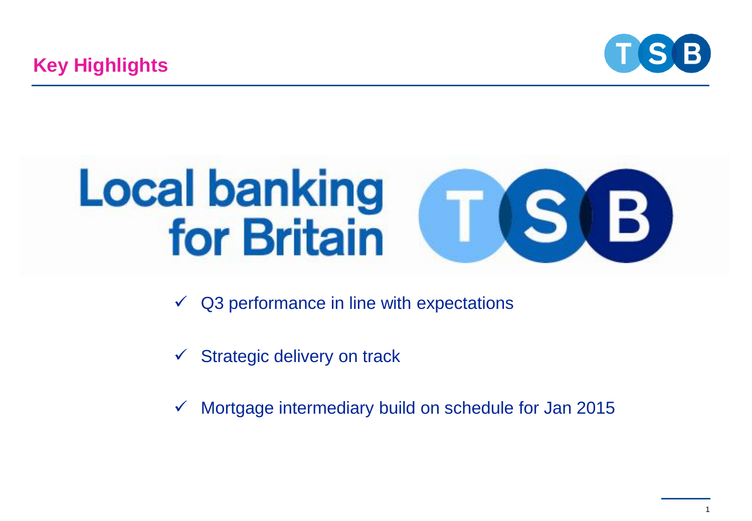# Key Highlights

Local banking for Britain

- ✓ Q3 performance in line with expectations
- ✓ Strategic delivery on track
- ✓ Mortgage intermediary build on schedule for Jan 2015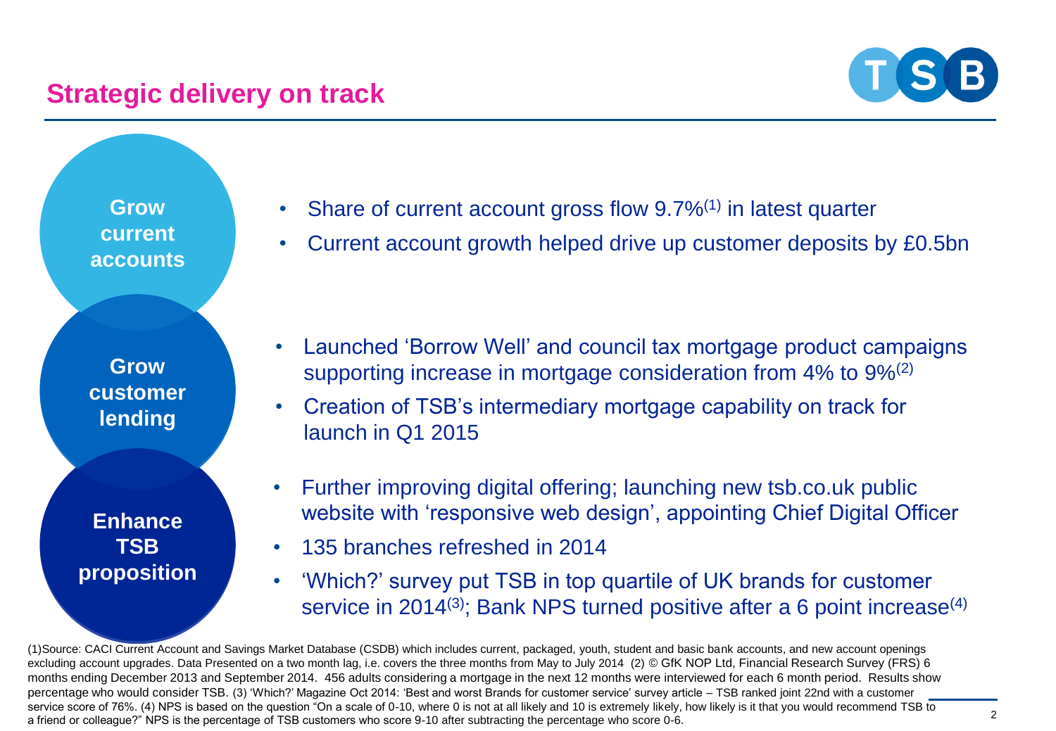# Strategic delivery on track

**Grow current accounts**

- Share of current account gross flow 9.7%[1] in latest quarter
- Current account growth helped drive up customer deposits by £0.5bn

**Grow customer lending**

- Launched 'Borrow Well' and council tax mortgage product campaigns supporting increase in mortgage consideration from 4% to 9%[2]
- Creation of TSB's intermediary mortgage capability on track for launch in Q1 2015

**Enhance TSB proposition**

- Further improving digital offering; launching new tsb.co.uk public website with 'responsive web design', appointing Chief Digital Officer
- 135 branches refreshed in 2014
- 'Which?' survey put TSB in top quartile of UK brands for customer service in 2014[3]; Bank NPS turned positive after a 6 point increase[4]

(1)Source: CACI Current Account and Savings Market Database (CSDB) which includes current, packaged, youth, student and basic bank accounts, and new account openings excluding account upgrades. Data Presented on a two month lag, i.e. covers the three months from May to July 2014 (2) © GfK NOP Ltd, Financial Research Survey (FRS) 6 months ending December 2013 and September 2014. 456 adults considering a mortgage in the next 12 months were interviewed for each 6 month period. Results show percentage who would consider TSB. (3) 'Which?' Magazine Oct 2014: 'Best and worst Brands for customer service' survey article – TSB ranked joint 22nd with a customer service score of 76%. (4) NPS is based on the question "On a scale of 0-10, where 0 is not at all likely and 10 is extremely likely, how likely is it that you would recommend TSB to a friend or colleague?" NPS is the percentage of TSB customers who score 9-10 after subtracting the percentage who score 0-6.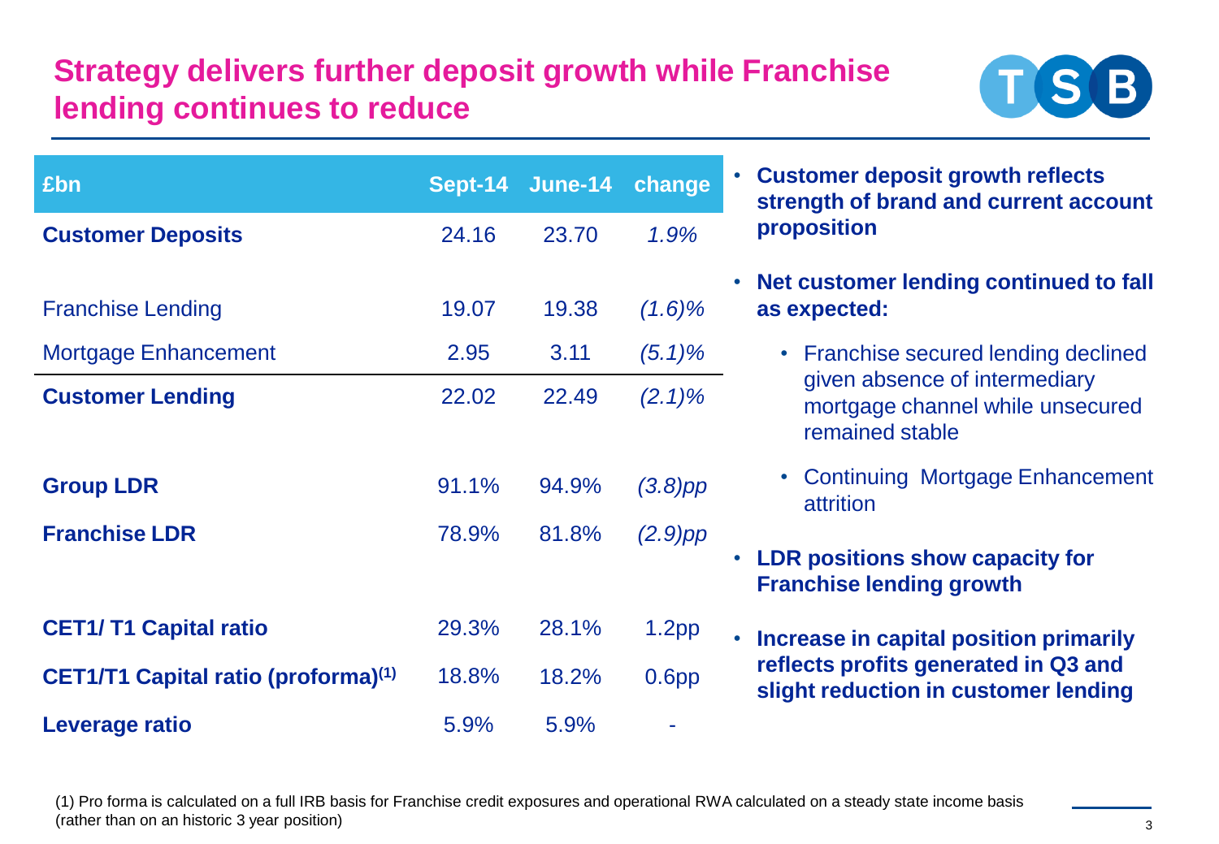# Strategy delivers further deposit growth while Franchise lending continues to reduce

| £bn | Sept-14 | June-14 | change |
|---|---|---|---|
| **Customer Deposits** | 24.16 | 23.70 | *1.9%* |
| Franchise Lending | 19.07 | 19.38 | *(1.6)%* |
| Mortgage Enhancement | 2.95 | 3.11 | *(5.1)%* |
| **Customer Lending** | 22.02 | 22.49 | *(2.1)%* |
| **Group LDR** | 91.1% | 94.9% | *(3.8)pp* |
| **Franchise LDR** | 78.9% | 81.8% | *(2.9)pp* |
| **CET1/ T1 Capital ratio** | 29.3% | 28.1% | 1.2pp |
| **CET1/T1 Capital ratio (proforma)[(1)]** | 18.8% | 18.2% | 0.6pp |
| **Leverage ratio** | 5.9% | 5.9% | - |

- **Customer deposit growth reflects strength of brand and current account proposition**
- **Net customer lending continued to fall as expected:**
  - Franchise secured lending declined given absence of intermediary mortgage channel while unsecured remained stable
  - Continuing Mortgage Enhancement attrition
- **LDR positions show capacity for Franchise lending growth**
- **Increase in capital position primarily reflects profits generated in Q3 and slight reduction in customer lending**

(1) Pro forma is calculated on a full IRB basis for Franchise credit exposures and operational RWA calculated on a steady state income basis (rather than on an historic 3 year position)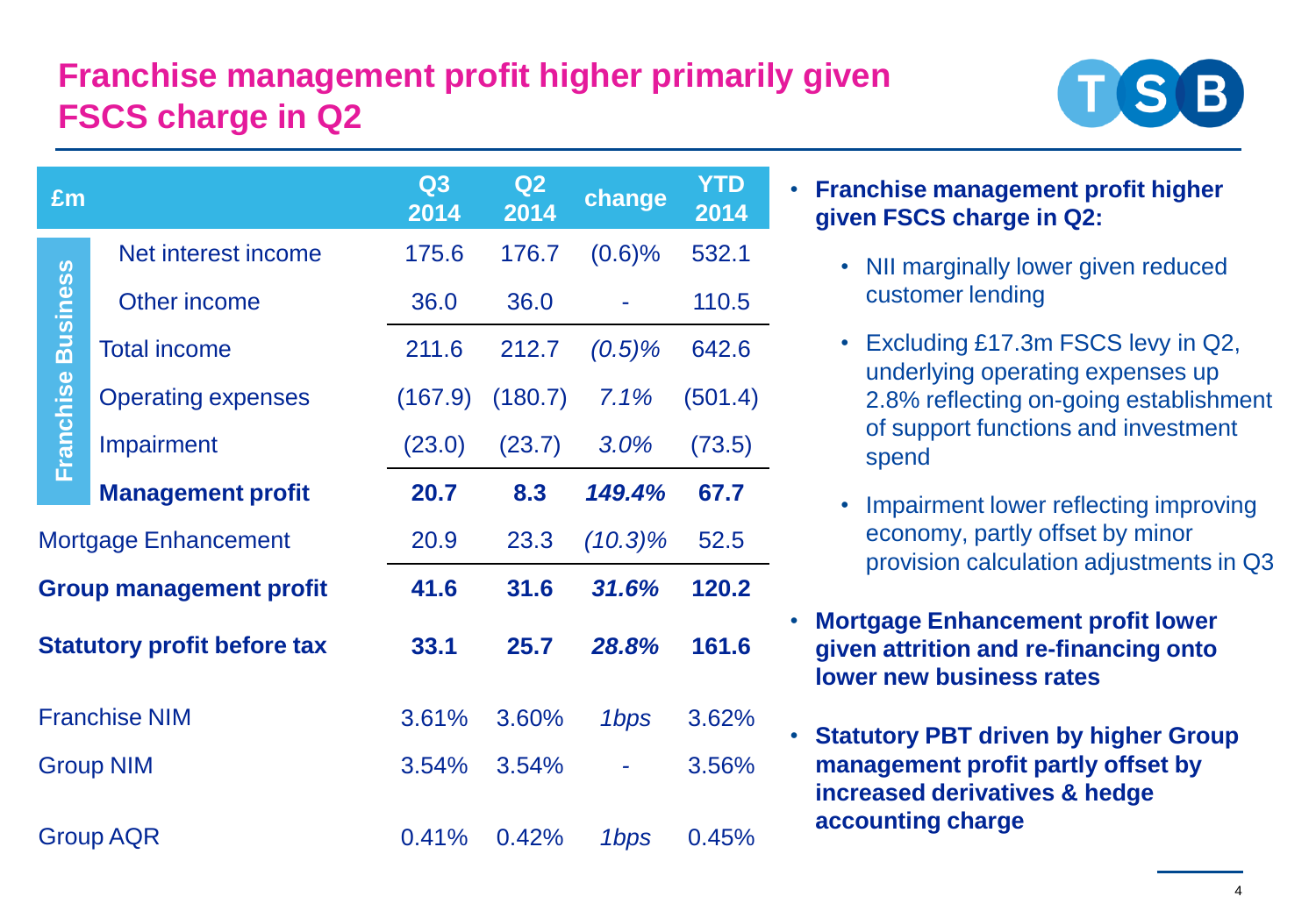# Franchise management profit higher primarily given FSCS charge in Q2

| £m | | Q3 2014 | Q2 2014 | change | YTD 2014 |
|---|---|---|---|---|---|
| Franchise Business | Net interest income | 175.6 | 176.7 | (0.6)% | 532.1 |
| | Other income | 36.0 | 36.0 | - | 110.5 |
| | Total income | 211.6 | 212.7 | *(0.5)%* | 642.6 |
| | Operating expenses | (167.9) | (180.7) | *7.1%* | (501.4) |
| | Impairment | (23.0) | (23.7) | *3.0%* | (73.5) |
| | **Management profit** | **20.7** | **8.3** | ***149.4%*** | **67.7** |
| Mortgage Enhancement | | 20.9 | 23.3 | *(10.3)%* | 52.5 |
| **Group management profit** | | **41.6** | **31.6** | ***31.6%*** | **120.2** |
| **Statutory profit before tax** | | **33.1** | **25.7** | ***28.8%*** | **161.6** |
| Franchise NIM | | 3.61% | 3.60% | *1bps* | 3.62% |
| Group NIM | | 3.54% | 3.54% | - | 3.56% |
| Group AQR | | 0.41% | 0.42% | *1bps* | 0.45% |

- **Franchise management profit higher given FSCS charge in Q2:**
  - NII marginally lower given reduced customer lending
  - Excluding £17.3m FSCS levy in Q2, underlying operating expenses up 2.8% reflecting on-going establishment of support functions and investment spend
  - Impairment lower reflecting improving economy, partly offset by minor provision calculation adjustments in Q3
- **Mortgage Enhancement profit lower given attrition and re-financing onto lower new business rates**
- **Statutory PBT driven by higher Group management profit partly offset by increased derivatives & hedge accounting charge**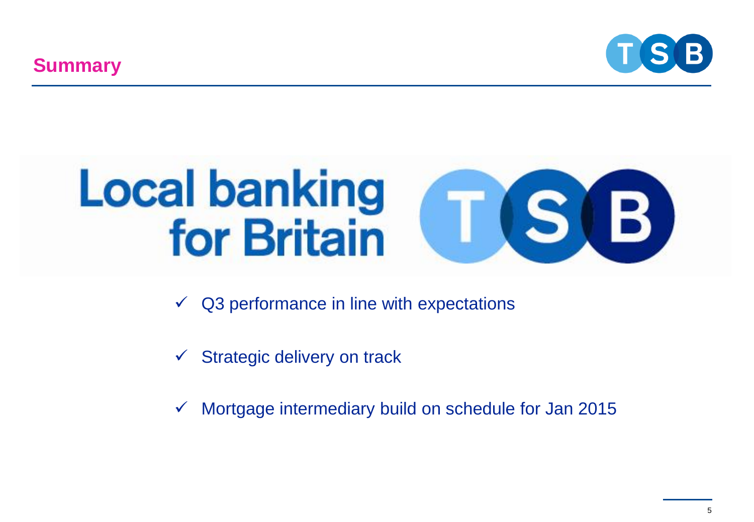# Summary

Local banking for Britain

- ✓ Q3 performance in line with expectations
- ✓ Strategic delivery on track
- ✓ Mortgage intermediary build on schedule for Jan 2015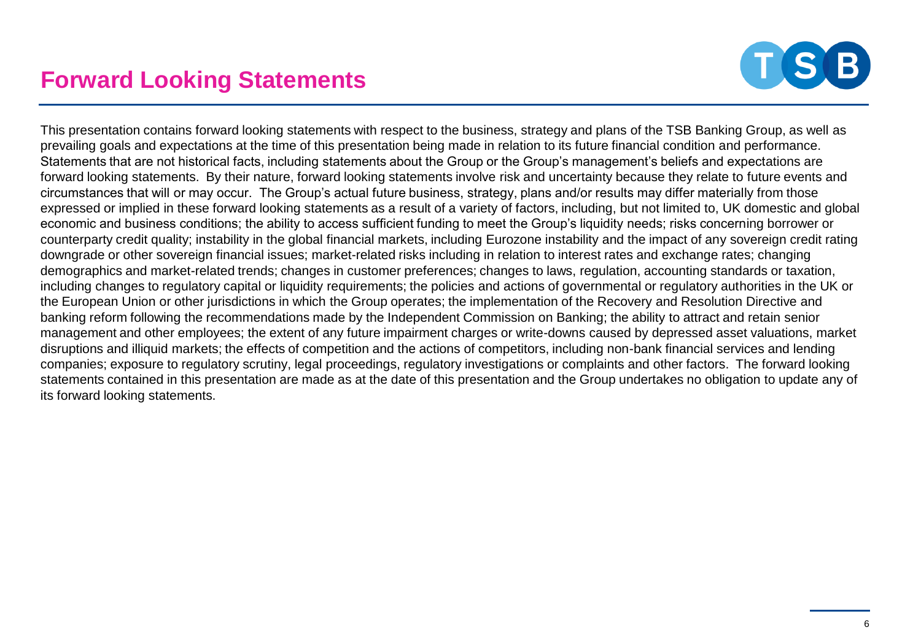# Forward Looking Statements

This presentation contains forward looking statements with respect to the business, strategy and plans of the TSB Banking Group, as well as prevailing goals and expectations at the time of this presentation being made in relation to its future financial condition and performance. Statements that are not historical facts, including statements about the Group or the Group's management's beliefs and expectations are forward looking statements. By their nature, forward looking statements involve risk and uncertainty because they relate to future events and circumstances that will or may occur. The Group's actual future business, strategy, plans and/or results may differ materially from those expressed or implied in these forward looking statements as a result of a variety of factors, including, but not limited to, UK domestic and global economic and business conditions; the ability to access sufficient funding to meet the Group's liquidity needs; risks concerning borrower or counterparty credit quality; instability in the global financial markets, including Eurozone instability and the impact of any sovereign credit rating downgrade or other sovereign financial issues; market-related risks including in relation to interest rates and exchange rates; changing demographics and market-related trends; changes in customer preferences; changes to laws, regulation, accounting standards or taxation, including changes to regulatory capital or liquidity requirements; the policies and actions of governmental or regulatory authorities in the UK or the European Union or other jurisdictions in which the Group operates; the implementation of the Recovery and Resolution Directive and banking reform following the recommendations made by the Independent Commission on Banking; the ability to attract and retain senior management and other employees; the extent of any future impairment charges or write-downs caused by depressed asset valuations, market disruptions and illiquid markets; the effects of competition and the actions of competitors, including non-bank financial services and lending companies; exposure to regulatory scrutiny, legal proceedings, regulatory investigations or complaints and other factors. The forward looking statements contained in this presentation are made as at the date of this presentation and the Group undertakes no obligation to update any of its forward looking statements.